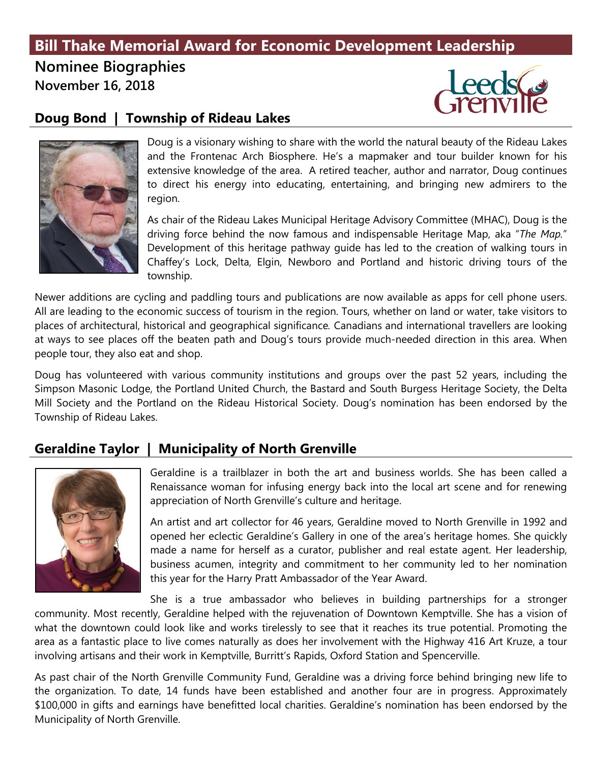# Bill Thake Memorial Award for Economic Development Leadership

## Nominee Biographies

**November 16, 2018**

## Doug Bond | Township of Rideau Lakes

Doug is a visionary wishing to share with the world the natural beauty of the Rideau Lakes and the Frontenac Arch Biosphere. He's a mapmaker and tour builder known for his extensive knowledge of the area. A retired teacher, author and narrator, Doug continues to direct his energy into educating, entertaining, and bringing new admirers to the region.

As chair of the Rideau Lakes Municipal Heritage Advisory Committee (MHAC), Doug is the driving force behind the now famous and indispensable Heritage Map, aka "*The Map.*" Development of this heritage pathway guide has led to the creation of walking tours in Chaffey's Lock, Delta, Elgin, Newboro and Portland and historic driving tours of the township.

Newer additions are cycling and paddling tours and publications are now available as apps for cell phone users. All are leading to the economic success of tourism in the region. Tours, whether on land or water, take visitors to places of architectural, historical and geographical significance. Canadians and international travellers are looking at ways to see places off the beaten path and Doug's tours provide much-needed direction in this area. When people tour, they also eat and shop.

Doug has volunteered with various community institutions and groups over the past 52 years, including the Simpson Masonic Lodge, the Portland United Church, the Bastard and South Burgess Heritage Society, the Delta Mill Society and the Portland on the Rideau Historical Society. Doug's nomination has been endorsed by the Township of Rideau Lakes.

## Geraldine Taylor | Municipality of North Grenville

Geraldine is a trailblazer in both the art and business worlds. She has been called a Renaissance woman for infusing energy back into the local art scene and for renewing appreciation of North Grenville's culture and heritage.

An artist and art collector for 46 years, Geraldine moved to North Grenville in 1992 and opened her eclectic Geraldine's Gallery in one of the area's heritage homes. She quickly made a name for herself as a curator, publisher and real estate agent. Her leadership, business acumen, integrity and commitment to her community led to her nomination this year for the Harry Pratt Ambassador of the Year Award.

She is a true ambassador who believes in building partnerships for a stronger community. Most recently, Geraldine helped with the rejuvenation of Downtown Kemptville. She has a vision of what the downtown could look like and works tirelessly to see that it reaches its true potential. Promoting the area as a fantastic place to live comes naturally as does her involvement with the Highway 416 Art Kruze, a tour involving artisans and their work in Kemptville, Burritt's Rapids, Oxford Station and Spencerville.

As past chair of the North Grenville Community Fund, Geraldine was a driving force behind bringing new life to the organization. To date, 14 funds have been established and another four are in progress. Approximately $100,000 in gifts and earnings have benefitted local charities. Geraldine's nomination has been endorsed by the Municipality of North Grenville.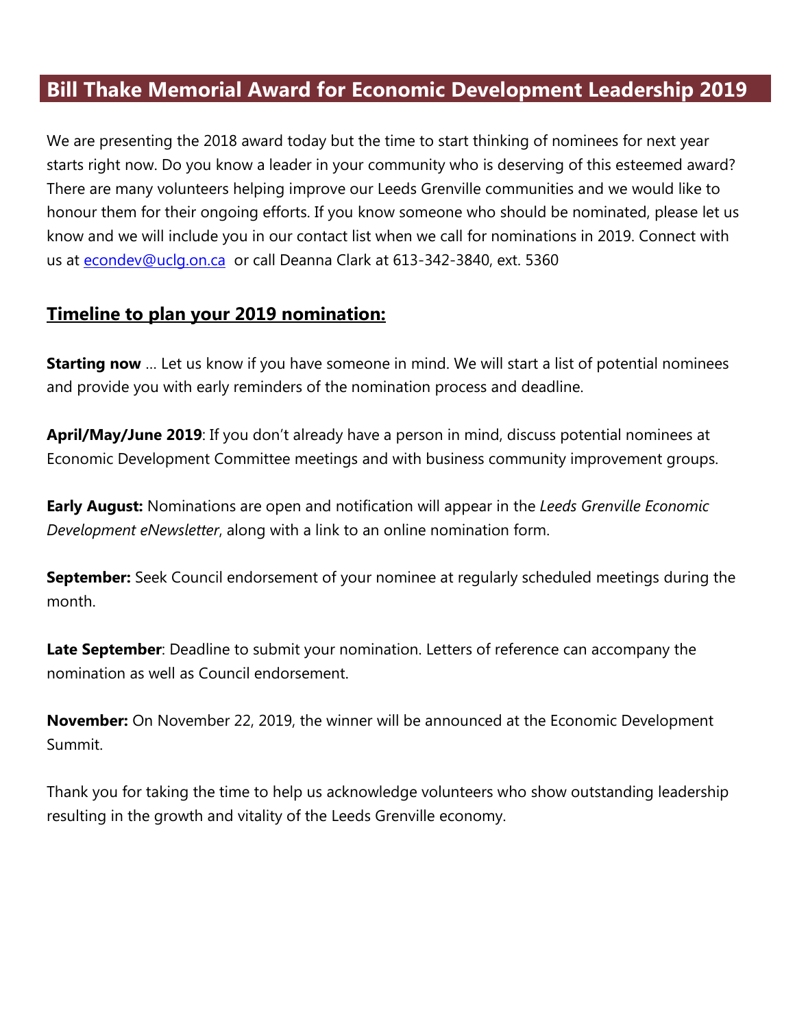## Bill Thake Memorial Award for Economic Development Leadership 2019

We are presenting the 2018 award today but the time to start thinking of nominees for next year starts right now. Do you know a leader in your community who is deserving of this esteemed award? There are many volunteers helping improve our Leeds Grenville communities and we would like to honour them for their ongoing efforts. If you know someone who should be nominated, please let us know and we will include you in our contact list when we call for nominations in 2019. Connect with us at [econdev@uclg.on.ca](mailto:econdev@uclg.on.ca) or call Deanna Clark at 613-342-3840, ext. 5360

### Timeline to plan your 2019 nomination:

**Starting now** … Let us know if you have someone in mind. We will start a list of potential nominees and provide you with early reminders of the nomination process and deadline.

**April/May/June 2019**: If you don't already have a person in mind, discuss potential nominees at Economic Development Committee meetings and with business community improvement groups.

**Early August:** Nominations are open and notification will appear in the *Leeds Grenville Economic Development eNewsletter*, along with a link to an online nomination form.

**September:** Seek Council endorsement of your nominee at regularly scheduled meetings during the month.

**Late September**: Deadline to submit your nomination. Letters of reference can accompany the nomination as well as Council endorsement.

**November:** On November 22, 2019, the winner will be announced at the Economic Development Summit.

Thank you for taking the time to help us acknowledge volunteers who show outstanding leadership resulting in the growth and vitality of the Leeds Grenville economy.